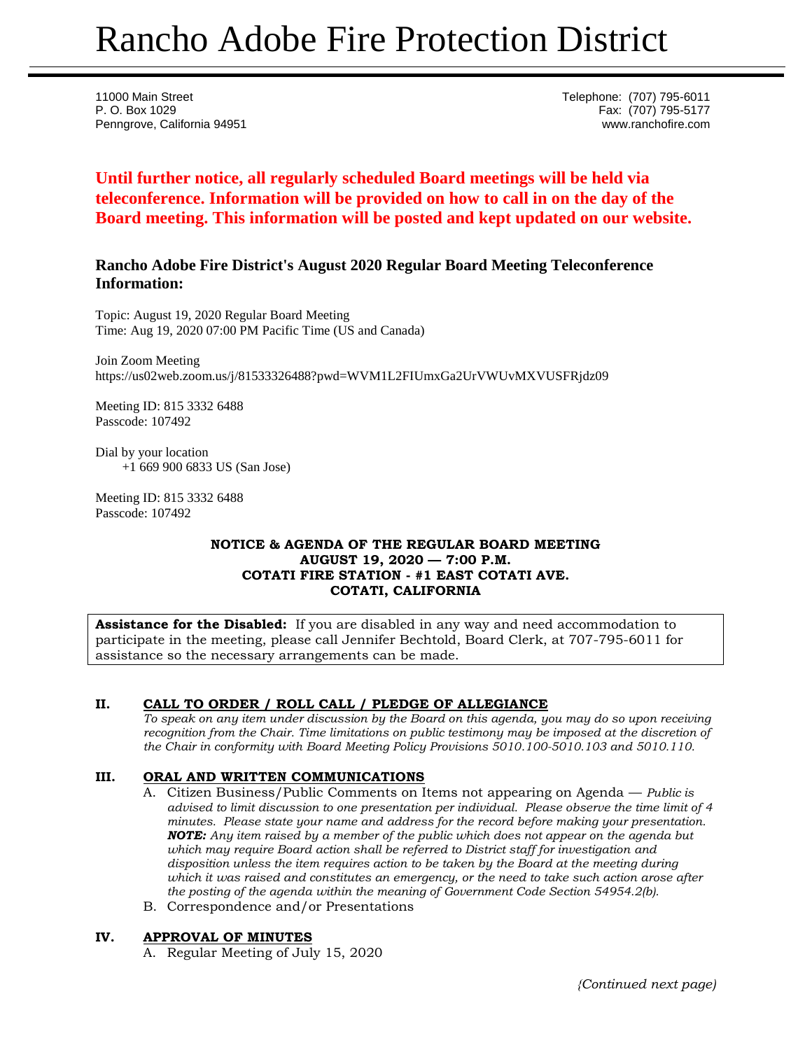# Rancho Adobe Fire Protection District

11000 Main Street
P. O. Box 1029
Penngrove, California 94951

Telephone: (707) 795-6011
Fax: (707) 795-5177
www.ranchofire.com

**Until further notice, all regularly scheduled Board meetings will be held via teleconference. Information will be provided on how to call in on the day of the Board meeting. This information will be posted and kept updated on our website.**

### Rancho Adobe Fire District's August 2020 Regular Board Meeting Teleconference Information:

Topic: August 19, 2020 Regular Board Meeting
Time: Aug 19, 2020 07:00 PM Pacific Time (US and Canada)

Join Zoom Meeting
https://us02web.zoom.us/j/81533326488?pwd=WVM1L2FIUmxGa2UrVWUvMXVUSFRjdz09

Meeting ID: 815 3332 6488
Passcode: 107492

Dial by your location
+1 669 900 6833 US (San Jose)

Meeting ID: 815 3332 6488
Passcode: 107492

**NOTICE & AGENDA OF THE REGULAR BOARD MEETING**
**AUGUST 19, 2020 — 7:00 P.M.**
**COTATI FIRE STATION - #1 EAST COTATI AVE.**
**COTATI, CALIFORNIA**

**Assistance for the Disabled:** If you are disabled in any way and need accommodation to participate in the meeting, please call Jennifer Bechtold, Board Clerk, at 707-795-6011 for assistance so the necessary arrangements can be made.

## II. CALL TO ORDER / ROLL CALL / PLEDGE OF ALLEGIANCE

*To speak on any item under discussion by the Board on this agenda, you may do so upon receiving recognition from the Chair. Time limitations on public testimony may be imposed at the discretion of the Chair in conformity with Board Meeting Policy Provisions 5010.100-5010.103 and 5010.110.*

## III. ORAL AND WRITTEN COMMUNICATIONS

A. Citizen Business/Public Comments on Items not appearing on Agenda — *Public is advised to limit discussion to one presentation per individual. Please observe the time limit of 4 minutes. Please state your name and address for the record before making your presentation.* ***NOTE:*** *Any item raised by a member of the public which does not appear on the agenda but which may require Board action shall be referred to District staff for investigation and disposition unless the item requires action to be taken by the Board at the meeting during which it was raised and constitutes an emergency, or the need to take such action arose after the posting of the agenda within the meaning of Government Code Section 54954.2(b).*

B. Correspondence and/or Presentations

## IV. APPROVAL OF MINUTES

A. Regular Meeting of July 15, 2020

*(Continued next page)*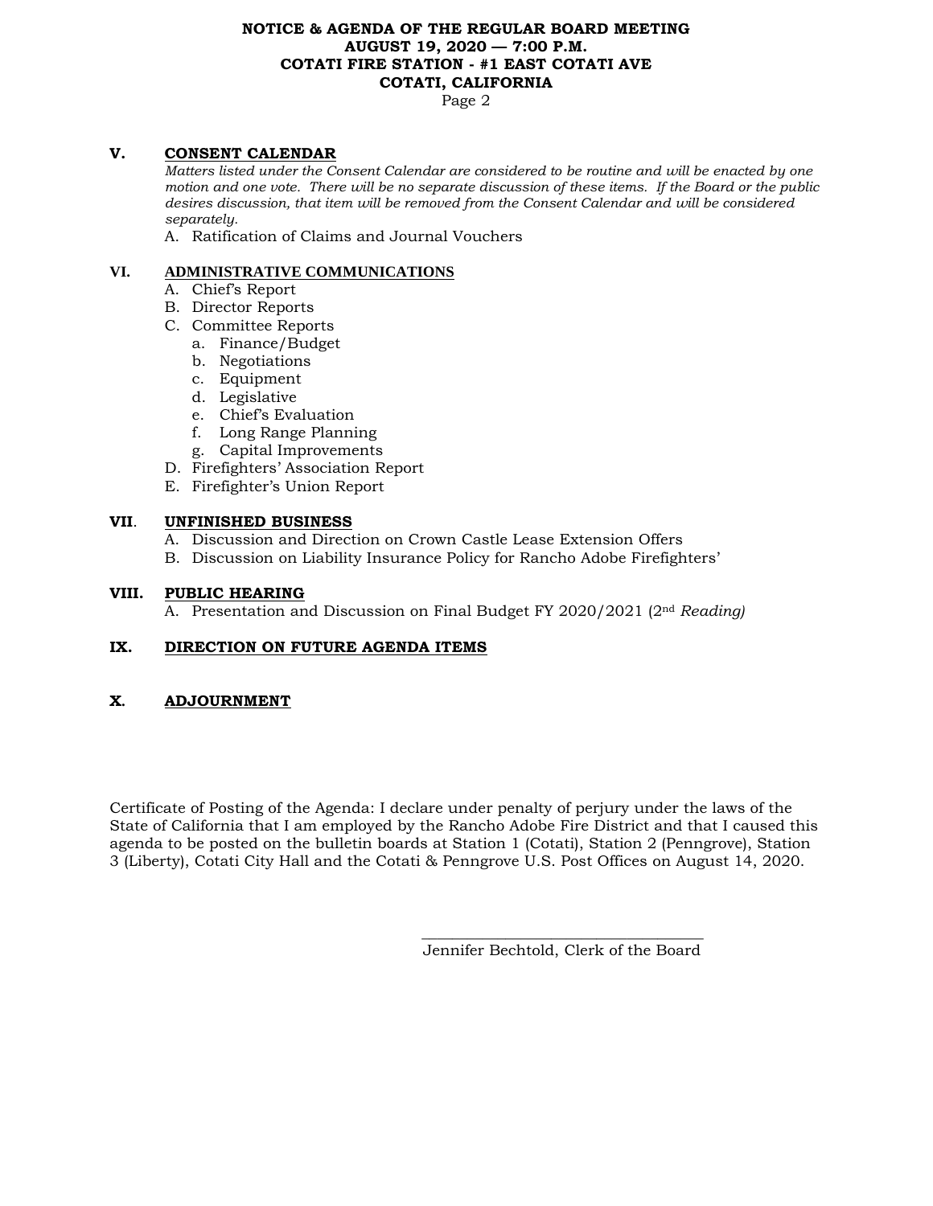### V. CONSENT CALENDAR

*Matters listed under the Consent Calendar are considered to be routine and will be enacted by one motion and one vote. There will be no separate discussion of these items. If the Board or the public desires discussion, that item will be removed from the Consent Calendar and will be considered separately.*

A. Ratification of Claims and Journal Vouchers

### VI. ADMINISTRATIVE COMMUNICATIONS

A. Chief's Report
B. Director Reports
C. Committee Reports
  a. Finance/Budget
  b. Negotiations
  c. Equipment
  d. Legislative
  e. Chief's Evaluation
  f. Long Range Planning
  g. Capital Improvements
D. Firefighters' Association Report
E. Firefighter's Union Report

### VII. UNFINISHED BUSINESS

A. Discussion and Direction on Crown Castle Lease Extension Offers
B. Discussion on Liability Insurance Policy for Rancho Adobe Firefighters'

### VIII. PUBLIC HEARING

A. Presentation and Discussion on Final Budget FY 2020/2021 (2nd *Reading)*

### IX. DIRECTION ON FUTURE AGENDA ITEMS

### X. ADJOURNMENT

Certificate of Posting of the Agenda: I declare under penalty of perjury under the laws of the State of California that I am employed by the Rancho Adobe Fire District and that I caused this agenda to be posted on the bulletin boards at Station 1 (Cotati), Station 2 (Penngrove), Station 3 (Liberty), Cotati City Hall and the Cotati & Penngrove U.S. Post Offices on August 14, 2020.

\_\_\_\_\_\_\_\_\_\_\_\_\_\_\_\_\_\_\_\_\_\_\_\_\_\_\_\_\_\_\_\_\_\_\_\_

Jennifer Bechtold, Clerk of the Board